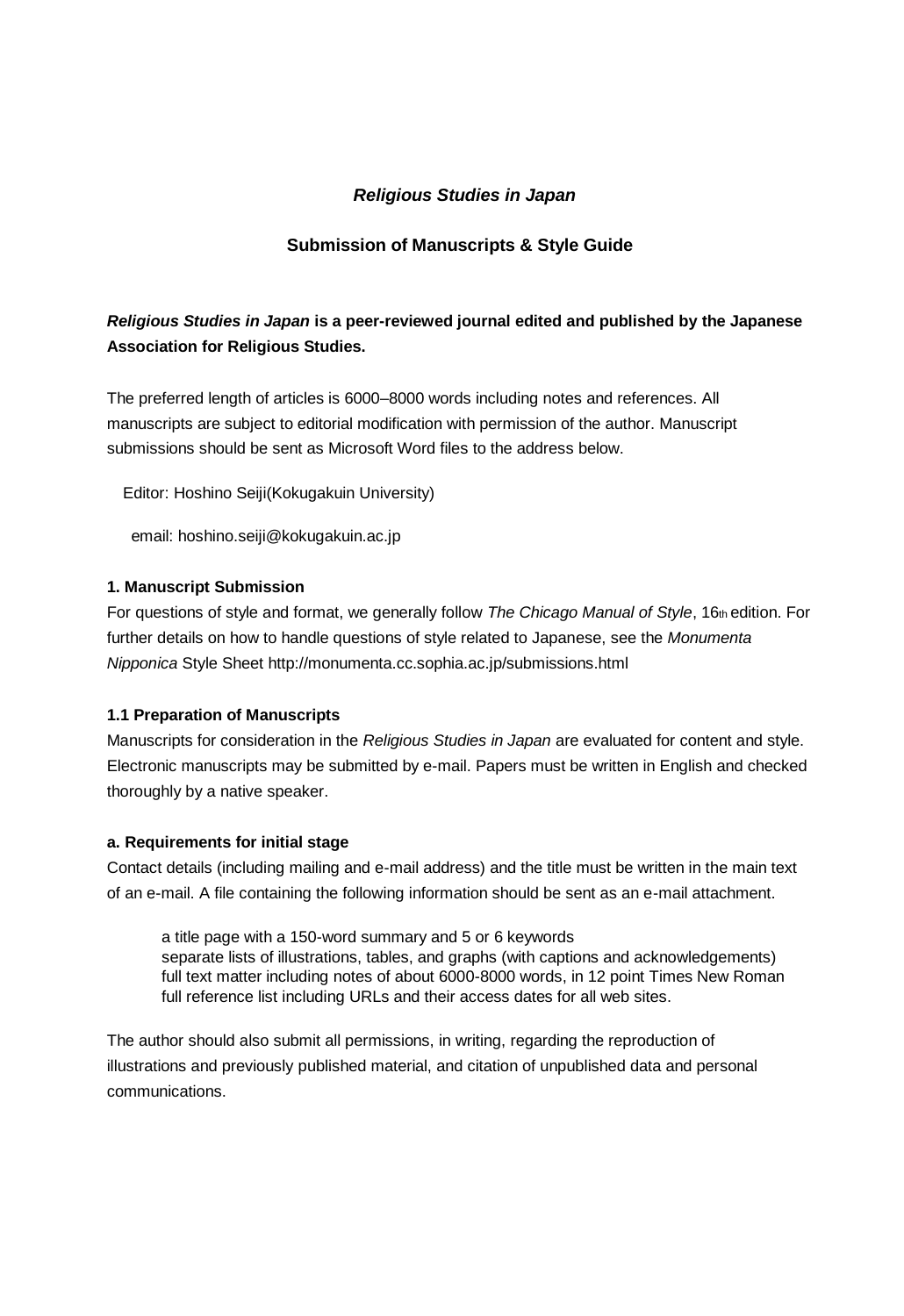# *Religious Studies in Japan*

## Submission of Manuscripts & Style Guide

***Religious Studies in Japan* is a peer-reviewed journal edited and published by the Japanese Association for Religious Studies.**

The preferred length of articles is 6000–8000 words including notes and references. All manuscripts are subject to editorial modification with permission of the author. Manuscript submissions should be sent as Microsoft Word files to the address below.

Editor: Hoshino Seiji(Kokugakuin University)

email: hoshino.seiji@kokugakuin.ac.jp

### 1. Manuscript Submission

For questions of style and format, we generally follow *The Chicago Manual of Style*, 16th edition. For further details on how to handle questions of style related to Japanese, see the *Monumenta Nipponica* Style Sheet http://monumenta.cc.sophia.ac.jp/submissions.html

### 1.1 Preparation of Manuscripts

Manuscripts for consideration in the *Religious Studies in Japan* are evaluated for content and style. Electronic manuscripts may be submitted by e-mail. Papers must be written in English and checked thoroughly by a native speaker.

### a. Requirements for initial stage

Contact details (including mailing and e-mail address) and the title must be written in the main text of an e-mail. A file containing the following information should be sent as an e-mail attachment.

a title page with a 150-word summary and 5 or 6 keywords
separate lists of illustrations, tables, and graphs (with captions and acknowledgements)
full text matter including notes of about 6000-8000 words, in 12 point Times New Roman
full reference list including URLs and their access dates for all web sites.

The author should also submit all permissions, in writing, regarding the reproduction of illustrations and previously published material, and citation of unpublished data and personal communications.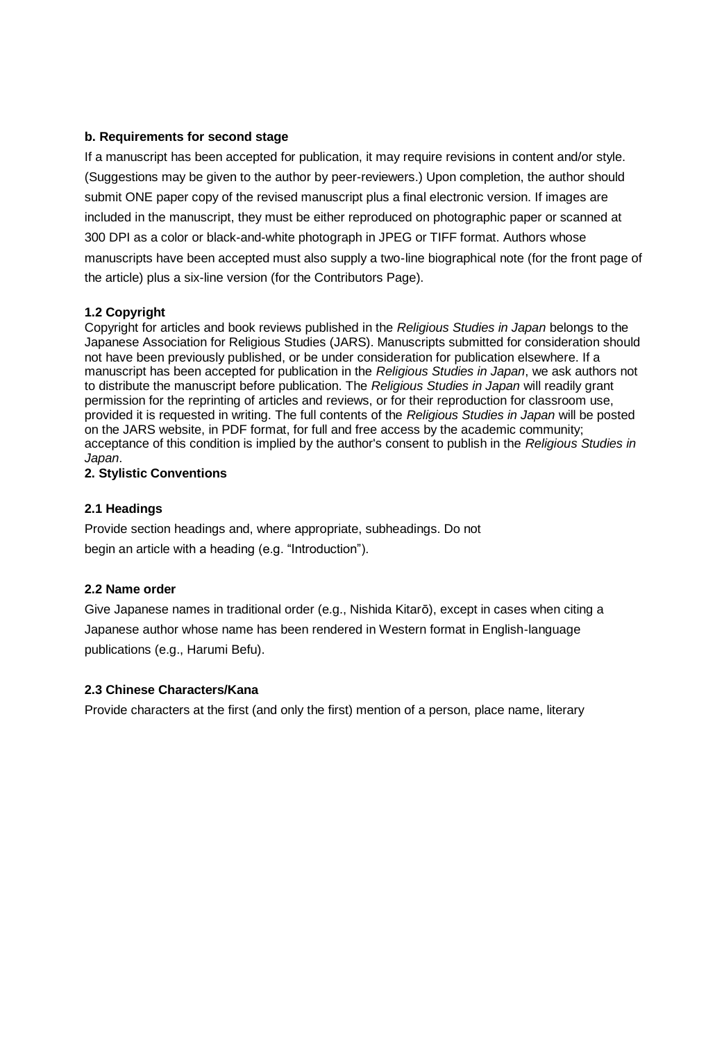**b. Requirements for second stage**

If a manuscript has been accepted for publication, it may require revisions in content and/or style. (Suggestions may be given to the author by peer-reviewers.) Upon completion, the author should submit ONE paper copy of the revised manuscript plus a final electronic version. If images are included in the manuscript, they must be either reproduced on photographic paper or scanned at 300 DPI as a color or black-and-white photograph in JPEG or TIFF format. Authors whose manuscripts have been accepted must also supply a two-line biographical note (for the front page of the article) plus a six-line version (for the Contributors Page).

### 1.2 Copyright

Copyright for articles and book reviews published in the *Religious Studies in Japan* belongs to the Japanese Association for Religious Studies (JARS). Manuscripts submitted for consideration should not have been previously published, or be under consideration for publication elsewhere. If a manuscript has been accepted for publication in the *Religious Studies in Japan*, we ask authors not to distribute the manuscript before publication. The *Religious Studies in Japan* will readily grant permission for the reprinting of articles and reviews, or for their reproduction for classroom use, provided it is requested in writing. The full contents of the *Religious Studies in Japan* will be posted on the JARS website, in PDF format, for full and free access by the academic community; acceptance of this condition is implied by the author's consent to publish in the *Religious Studies in Japan*.

## 2. Stylistic Conventions

### 2.1 Headings

Provide section headings and, where appropriate, subheadings. Do not begin an article with a heading (e.g. "Introduction").

### 2.2 Name order

Give Japanese names in traditional order (e.g., Nishida Kitarō), except in cases when citing a Japanese author whose name has been rendered in Western format in English-language publications (e.g., Harumi Befu).

### 2.3 Chinese Characters/Kana

Provide characters at the first (and only the first) mention of a person, place name, literary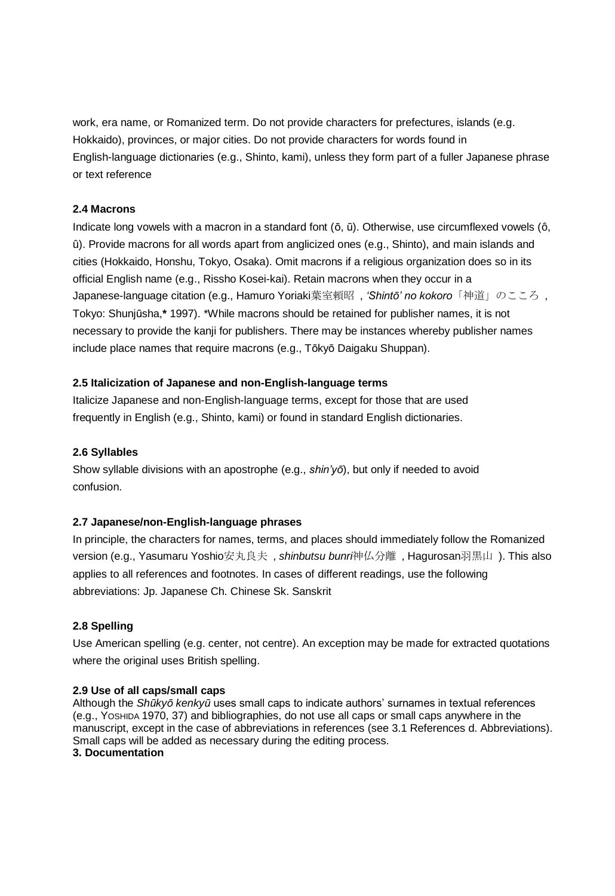work, era name, or Romanized term. Do not provide characters for prefectures, islands (e.g. Hokkaido), provinces, or major cities. Do not provide characters for words found in English-language dictionaries (e.g., Shinto, kami), unless they form part of a fuller Japanese phrase or text reference

**2.4 Macrons**

Indicate long vowels with a macron in a standard font (ō, ū). Otherwise, use circumflexed vowels (ô, û). Provide macrons for all words apart from anglicized ones (e.g., Shinto), and main islands and cities (Hokkaido, Honshu, Tokyo, Osaka). Omit macrons if a religious organization does so in its official English name (e.g., Rissho Kosei-kai). Retain macrons when they occur in a Japanese-language citation (e.g., Hamuro Yoriaki葉室頼昭, *'Shintō' no kokoro*「神道」のこころ, Tokyo: Shunjūsha,**\*** 1997). \*While macrons should be retained for publisher names, it is not necessary to provide the kanji for publishers. There may be instances whereby publisher names include place names that require macrons (e.g., Tōkyō Daigaku Shuppan).

**2.5 Italicization of Japanese and non-English-language terms**

Italicize Japanese and non-English-language terms, except for those that are used frequently in English (e.g., Shinto, kami) or found in standard English dictionaries.

**2.6 Syllables**

Show syllable divisions with an apostrophe (e.g., *shin'yō*), but only if needed to avoid confusion.

**2.7 Japanese/non-English-language phrases**

In principle, the characters for names, terms, and places should immediately follow the Romanized version (e.g., Yasumaru Yoshio安丸良夫, *shinbutsu bunri*神仏分離, Hagurosan羽黒山). This also applies to all references and footnotes. In cases of different readings, use the following abbreviations: Jp. Japanese Ch. Chinese Sk. Sanskrit

**2.8 Spelling**

Use American spelling (e.g. center, not centre). An exception may be made for extracted quotations where the original uses British spelling.

**2.9 Use of all caps/small caps**

Although the *Shūkyō kenkyū* uses small caps to indicate authors' surnames in textual references (e.g., YOSHIDA 1970, 37) and bibliographies, do not use all caps or small caps anywhere in the manuscript, except in the case of abbreviations in references (see 3.1 References d. Abbreviations). Small caps will be added as necessary during the editing process.

**3. Documentation**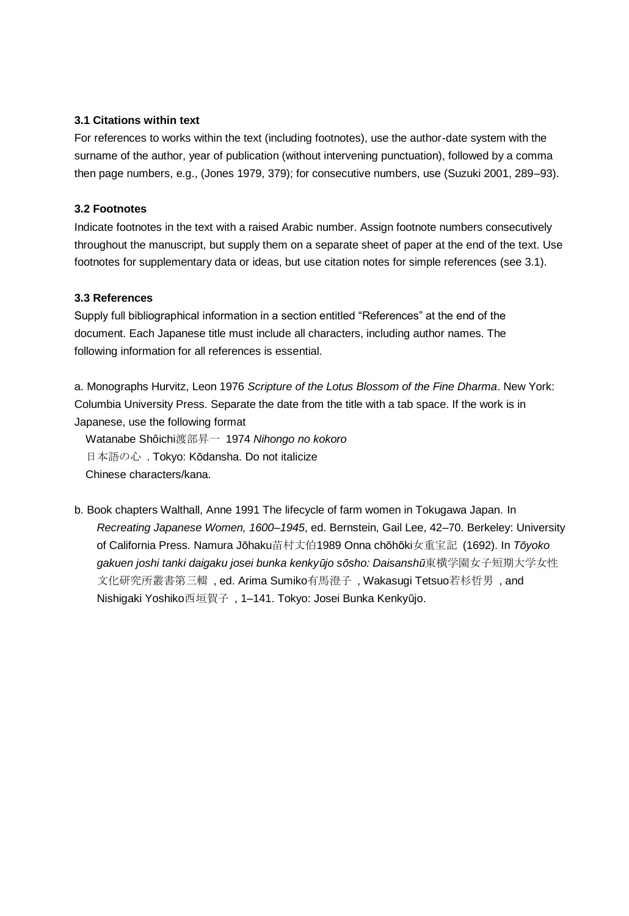### 3.1 Citations within text

For references to works within the text (including footnotes), use the author-date system with the surname of the author, year of publication (without intervening punctuation), followed by a comma then page numbers, e.g., (Jones 1979, 379); for consecutive numbers, use (Suzuki 2001, 289–93).

### 3.2 Footnotes

Indicate footnotes in the text with a raised Arabic number. Assign footnote numbers consecutively throughout the manuscript, but supply them on a separate sheet of paper at the end of the text. Use footnotes for supplementary data or ideas, but use citation notes for simple references (see 3.1).

### 3.3 References

Supply full bibliographical information in a section entitled "References" at the end of the document. Each Japanese title must include all characters, including author names. The following information for all references is essential.

a. Monographs Hurvitz, Leon 1976 *Scripture of the Lotus Blossom of the Fine Dharma*. New York: Columbia University Press. Separate the date from the title with a tab space. If the work is in Japanese, use the following format

Watanabe Shôichi渡部昇一 1974 *Nihongo no kokoro* 日本語の心 . Tokyo: Kōdansha. Do not italicize Chinese characters/kana.

b. Book chapters Walthall, Anne 1991 The lifecycle of farm women in Tokugawa Japan. In *Recreating Japanese Women, 1600–1945*, ed. Bernstein, Gail Lee, 42–70. Berkeley: University of California Press. Namura Jōhaku苗村丈伯1989 Onna chōhōki女重宝記 (1692). In *Tōyoko gakuen joshi tanki daigaku josei bunka kenkyūjo sōsho: Daisanshū*東横学園女子短期大学女性文化研究所叢書第三輯 , ed. Arima Sumiko有馬澄子 , Wakasugi Tetsuo若杉哲男 , and Nishigaki Yoshiko西垣賀子 , 1–141. Tokyo: Josei Bunka Kenkyūjo.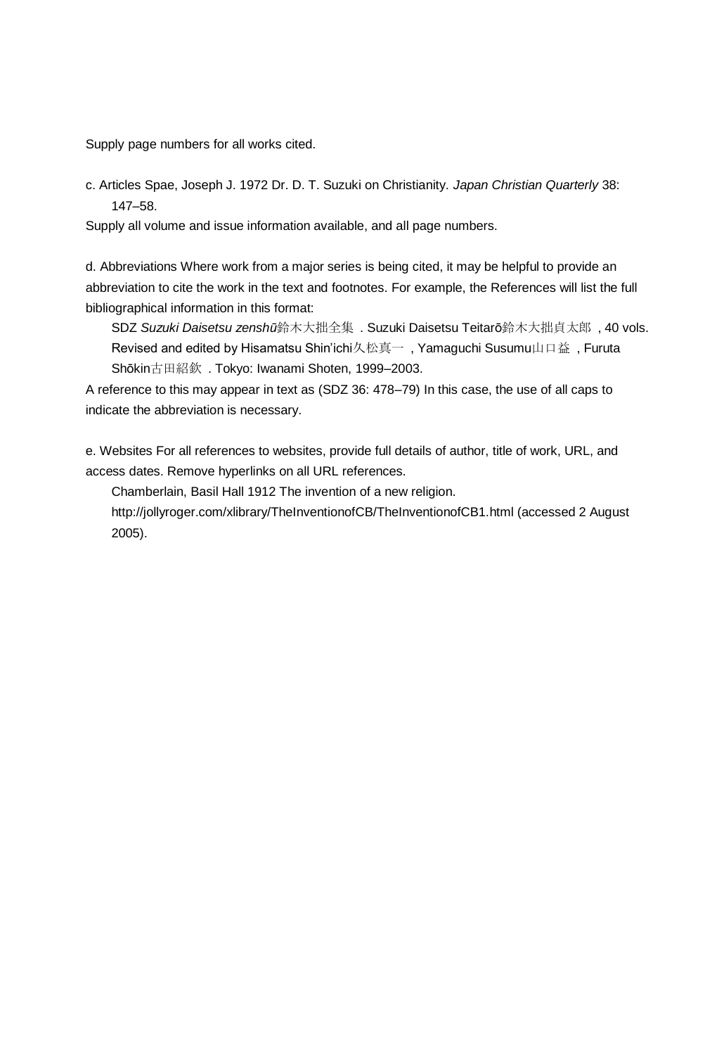Supply page numbers for all works cited.

c. Articles Spae, Joseph J. 1972 Dr. D. T. Suzuki on Christianity. *Japan Christian Quarterly* 38: 147–58.

Supply all volume and issue information available, and all page numbers.

d. Abbreviations Where work from a major series is being cited, it may be helpful to provide an abbreviation to cite the work in the text and footnotes. For example, the References will list the full bibliographical information in this format:

SDZ *Suzuki Daisetsu zenshū*鈴木大拙全集 . Suzuki Daisetsu Teitarō鈴木大拙貞太郎 , 40 vols. Revised and edited by Hisamatsu Shin'ichi久松真一 , Yamaguchi Susumu山口益 , Furuta Shōkin古田紹欽 . Tokyo: Iwanami Shoten, 1999–2003.

A reference to this may appear in text as (SDZ 36: 478–79) In this case, the use of all caps to indicate the abbreviation is necessary.

e. Websites For all references to websites, provide full details of author, title of work, URL, and access dates. Remove hyperlinks on all URL references.

Chamberlain, Basil Hall 1912 The invention of a new religion. http://jollyroger.com/xlibrary/TheInventionofCB/TheInventionofCB1.html (accessed 2 August 2005).